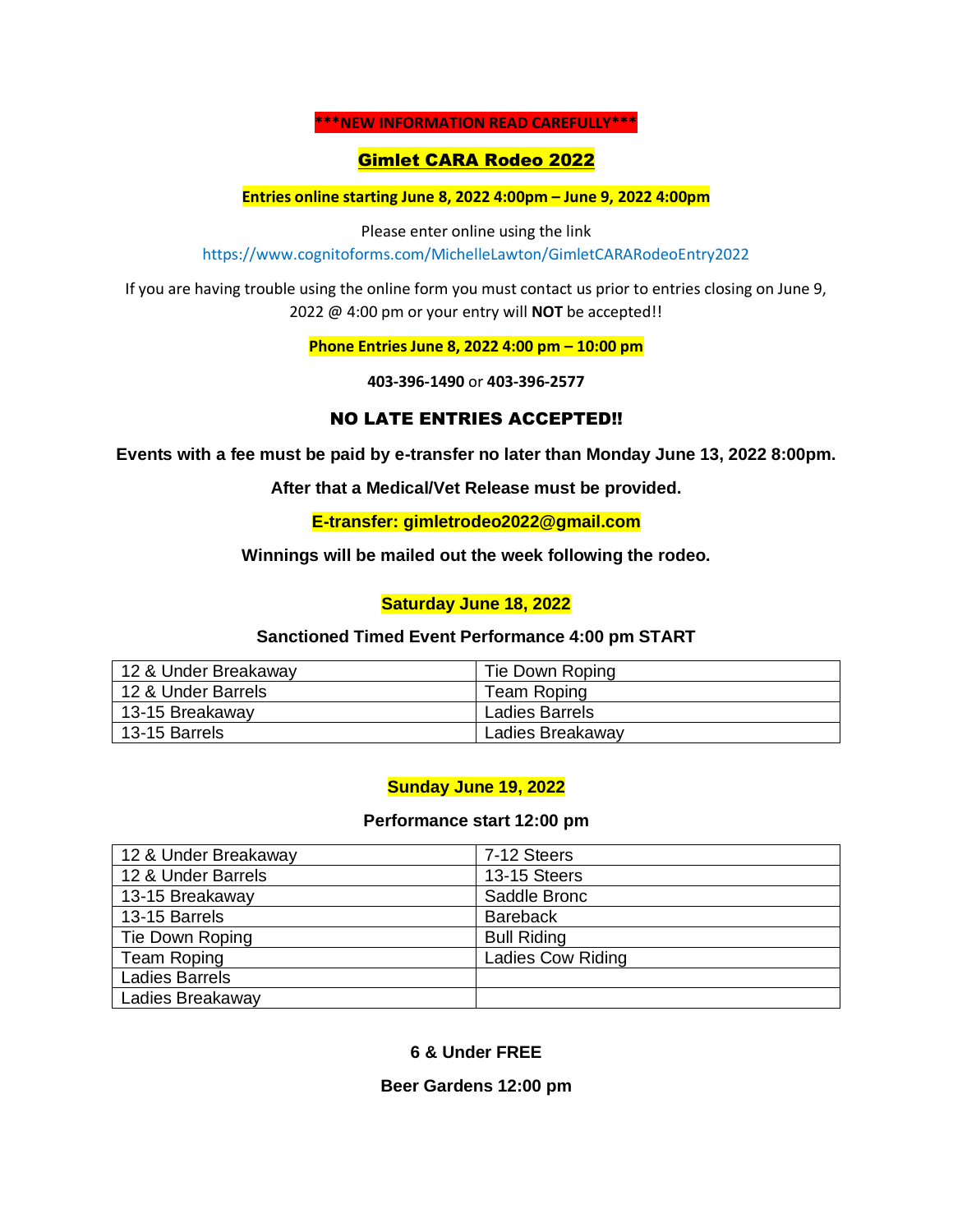**\*\*\*NEW INFORMATION READ CAREFULLY\*\*\***

# Gimlet CARA Rodeo 2022

**Entries online starting June 8, 2022 4:00pm – June 9, 2022 4:00pm**

Please enter online using the link
https://www.cognitoforms.com/MichelleLawton/GimletCARARodeoEntry2022

If you are having trouble using the online form you must contact us prior to entries closing on June 9, 2022 @ 4:00 pm or your entry will **NOT** be accepted!!

**Phone Entries June 8, 2022 4:00 pm – 10:00 pm**

**403-396-1490** or **403-396-2577**

## NO LATE ENTRIES ACCEPTED!!

**Events with a fee must be paid by e-transfer no later than Monday June 13, 2022 8:00pm.**

**After that a Medical/Vet Release must be provided.**

**E-transfer: gimletrodeo2022@gmail.com**

**Winnings will be mailed out the week following the rodeo.**

## Saturday June 18, 2022

**Sanctioned Timed Event Performance 4:00 pm START**

| | |
|---|---|
| 12 & Under Breakaway | Tie Down Roping |
| 12 & Under Barrels | Team Roping |
| 13-15 Breakaway | Ladies Barrels |
| 13-15 Barrels | Ladies Breakaway |

## Sunday June 19, 2022

**Performance start 12:00 pm**

| | |
|---|---|
| 12 & Under Breakaway | 7-12 Steers |
| 12 & Under Barrels | 13-15 Steers |
| 13-15 Breakaway | Saddle Bronc |
| 13-15 Barrels | Bareback |
| Tie Down Roping | Bull Riding |
| Team Roping | Ladies Cow Riding |
| Ladies Barrels | |
| Ladies Breakaway | |

**6 & Under FREE**

**Beer Gardens 12:00 pm**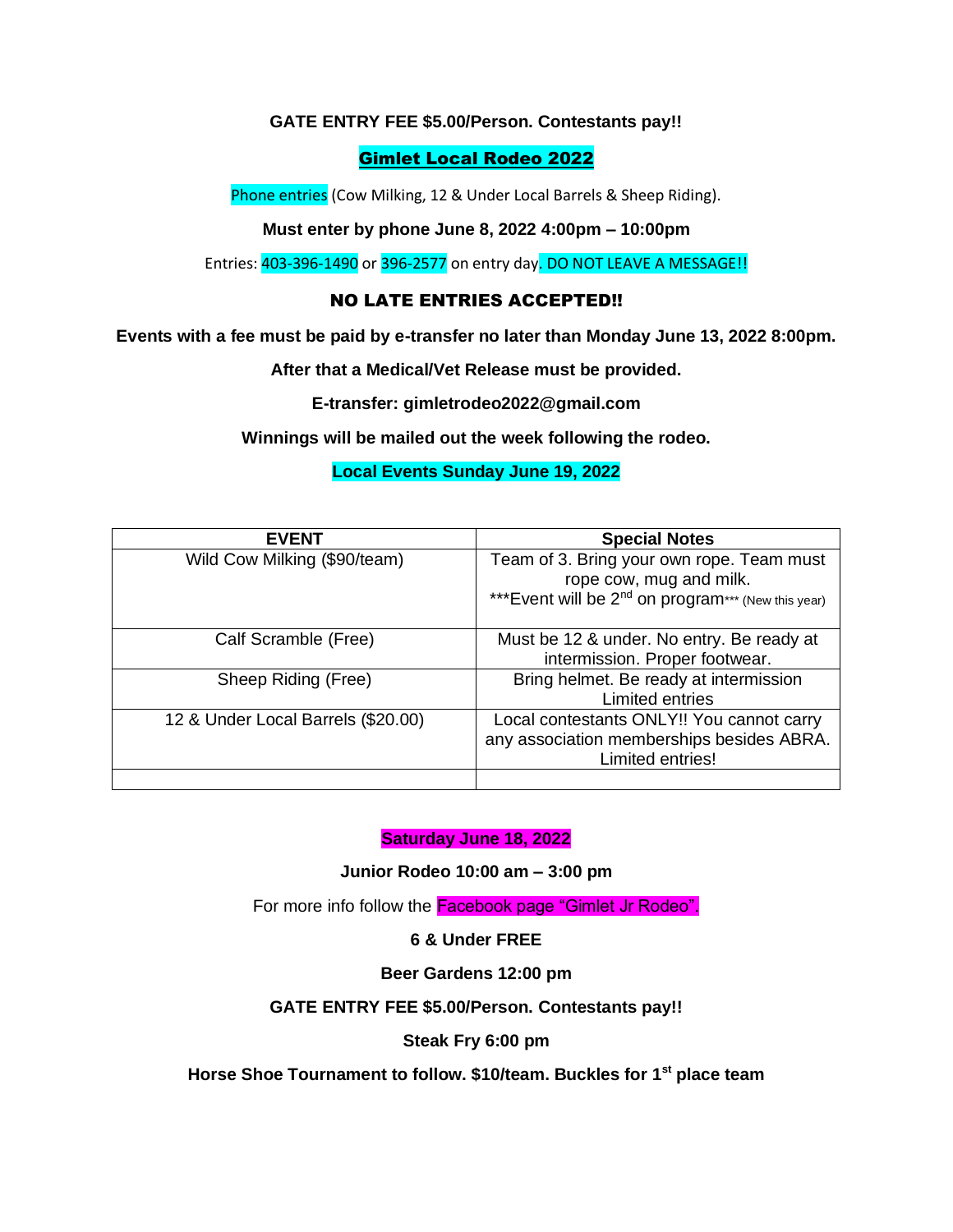**GATE ENTRY FEE $5.00/Person. Contestants pay!!**

## Gimlet Local Rodeo 2022

Phone entries (Cow Milking, 12 & Under Local Barrels & Sheep Riding).

**Must enter by phone June 8, 2022 4:00pm – 10:00pm**

Entries: 403-396-1490 or 396-2577 on entry day. DO NOT LEAVE A MESSAGE!!

**NO LATE ENTRIES ACCEPTED!!**

**Events with a fee must be paid by e-transfer no later than Monday June 13, 2022 8:00pm.**

**After that a Medical/Vet Release must be provided.**

**E-transfer: gimletrodeo2022@gmail.com**

**Winnings will be mailed out the week following the rodeo.**

**Local Events Sunday June 19, 2022**

| EVENT | Special Notes |
|---|---|
| Wild Cow Milking ($90/team) | Team of 3. Bring your own rope. Team must rope cow, mug and milk. ***Event will be 2nd on program*** (New this year) |
| Calf Scramble (Free) | Must be 12 & under. No entry. Be ready at intermission. Proper footwear. |
| Sheep Riding (Free) | Bring helmet. Be ready at intermission Limited entries |
| 12 & Under Local Barrels ($20.00) | Local contestants ONLY!! You cannot carry any association memberships besides ABRA. Limited entries! |
| | |

**Saturday June 18, 2022**

**Junior Rodeo 10:00 am – 3:00 pm**

For more info follow the Facebook page "Gimlet Jr Rodeo".

**6 & Under FREE**

**Beer Gardens 12:00 pm**

**GATE ENTRY FEE $5.00/Person. Contestants pay!!**

**Steak Fry 6:00 pm**

**Horse Shoe Tournament to follow. $10/team. Buckles for 1st place team**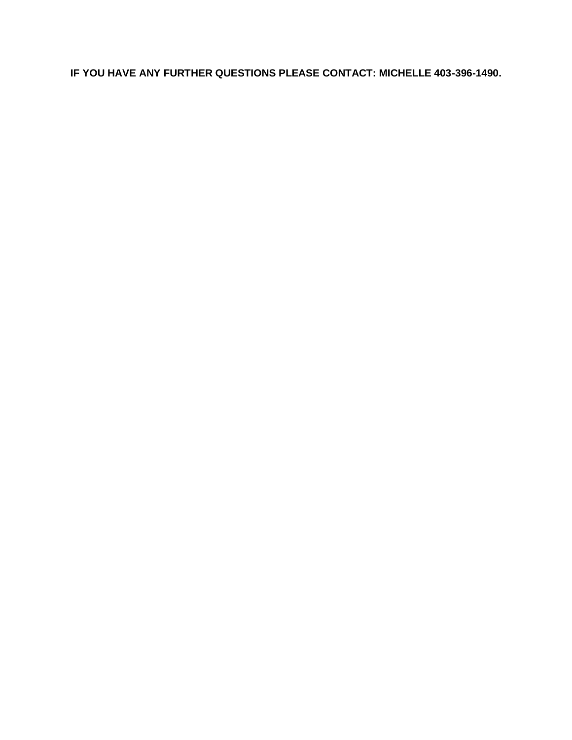**IF YOU HAVE ANY FURTHER QUESTIONS PLEASE CONTACT: MICHELLE 403-396-1490.**